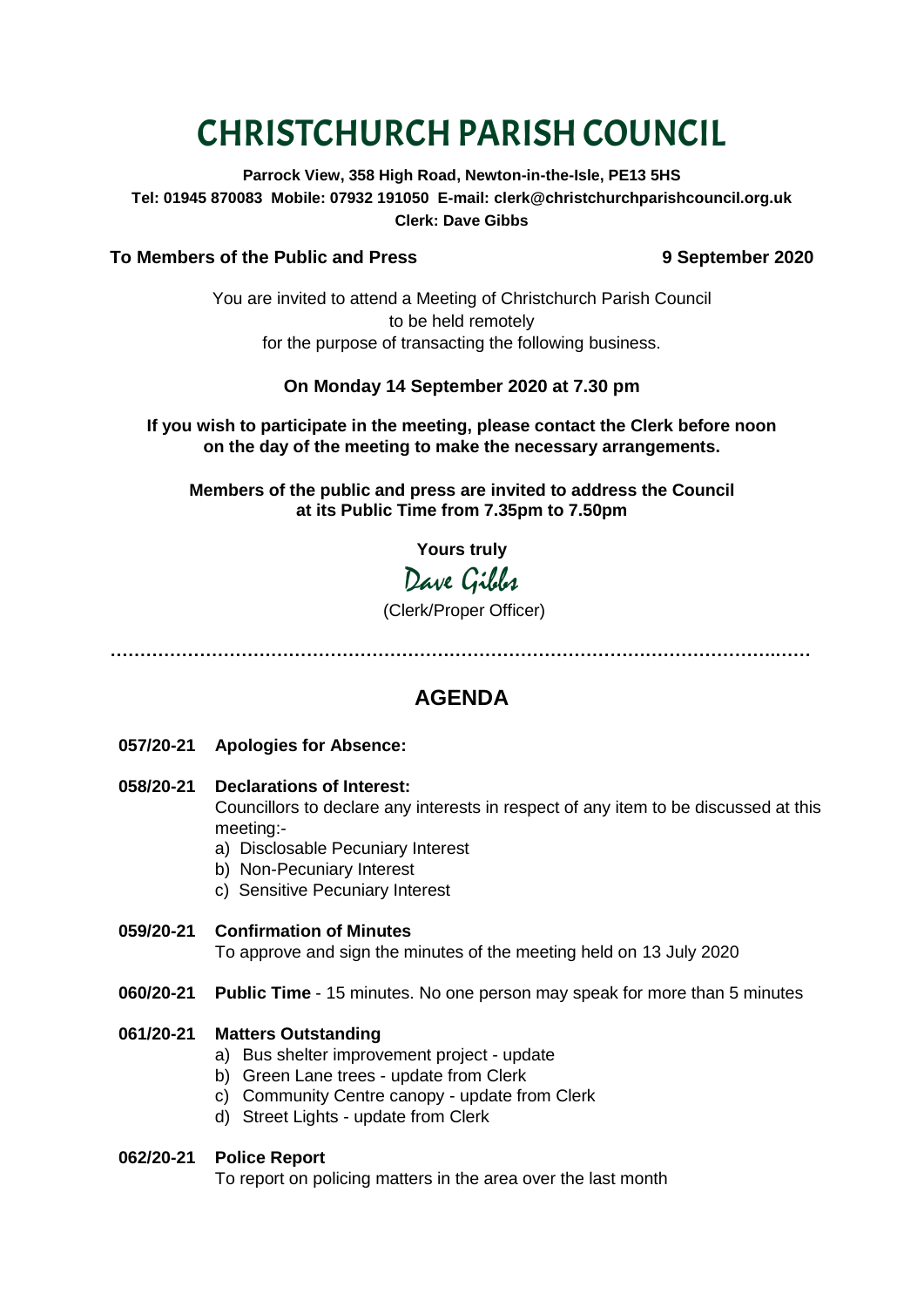# CHRISTCHURCH PARISH COUNCIL

**Parrock View, 358 High Road, Newton-in-the-Isle, PE13 5HS**
**Tel: 01945 870083 Mobile: 07932 191050 E-mail: clerk@christchurchparishcouncil.org.uk**
**Clerk: Dave Gibbs**

**To Members of the Public and Press** **9 September 2020**

You are invited to attend a Meeting of Christchurch Parish Council
to be held remotely
for the purpose of transacting the following business.

**On Monday 14 September 2020 at 7.30 pm**

**If you wish to participate in the meeting, please contact the Clerk before noon on the day of the meeting to make the necessary arrangements.**

**Members of the public and press are invited to address the Council at its Public Time from 7.35pm to 7.50pm**

**Yours truly**

Dave Gibbs

(Clerk/Proper Officer)

---

## AGENDA

**057/20-21 Apologies for Absence:**

**058/20-21 Declarations of Interest:**
Councillors to declare any interests in respect of any item to be discussed at this meeting:-
a) Disclosable Pecuniary Interest
b) Non-Pecuniary Interest
c) Sensitive Pecuniary Interest

**059/20-21 Confirmation of Minutes**
To approve and sign the minutes of the meeting held on 13 July 2020

**060/20-21 Public Time** - 15 minutes. No one person may speak for more than 5 minutes

**061/20-21 Matters Outstanding**
a) Bus shelter improvement project - update
b) Green Lane trees - update from Clerk
c) Community Centre canopy - update from Clerk
d) Street Lights - update from Clerk

**062/20-21 Police Report**
To report on policing matters in the area over the last month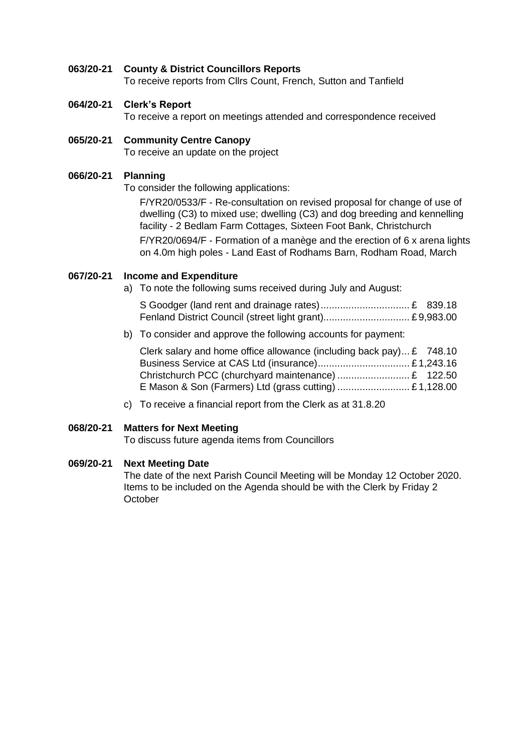**063/20-21 County & District Councillors Reports**

To receive reports from Cllrs Count, French, Sutton and Tanfield

**064/20-21 Clerk's Report**

To receive a report on meetings attended and correspondence received

**065/20-21 Community Centre Canopy**

To receive an update on the project

**066/20-21 Planning**

To consider the following applications:

F/YR20/0533/F - Re-consultation on revised proposal for change of use of dwelling (C3) to mixed use; dwelling (C3) and dog breeding and kennelling facility - 2 Bedlam Farm Cottages, Sixteen Foot Bank, Christchurch

F/YR20/0694/F - Formation of a manège and the erection of 6 x arena lights on 4.0m high poles - Land East of Rodhams Barn, Rodham Road, March

**067/20-21 Income and Expenditure**

a) To note the following sums received during July and August:

S Goodger (land rent and drainage rates)................................ £ 839.18
Fenland District Council (street light grant)............................... £ 9,983.00

b) To consider and approve the following accounts for payment:

Clerk salary and home office allowance (including back pay)... £ 748.10
Business Service at CAS Ltd (insurance)................................. £ 1,243.16
Christchurch PCC (churchyard maintenance) .......................... £ 122.50
E Mason & Son (Farmers) Ltd (grass cutting) .......................... £ 1,128.00

c) To receive a financial report from the Clerk as at 31.8.20

**068/20-21 Matters for Next Meeting**

To discuss future agenda items from Councillors

**069/20-21 Next Meeting Date**

The date of the next Parish Council Meeting will be Monday 12 October 2020. Items to be included on the Agenda should be with the Clerk by Friday 2 October